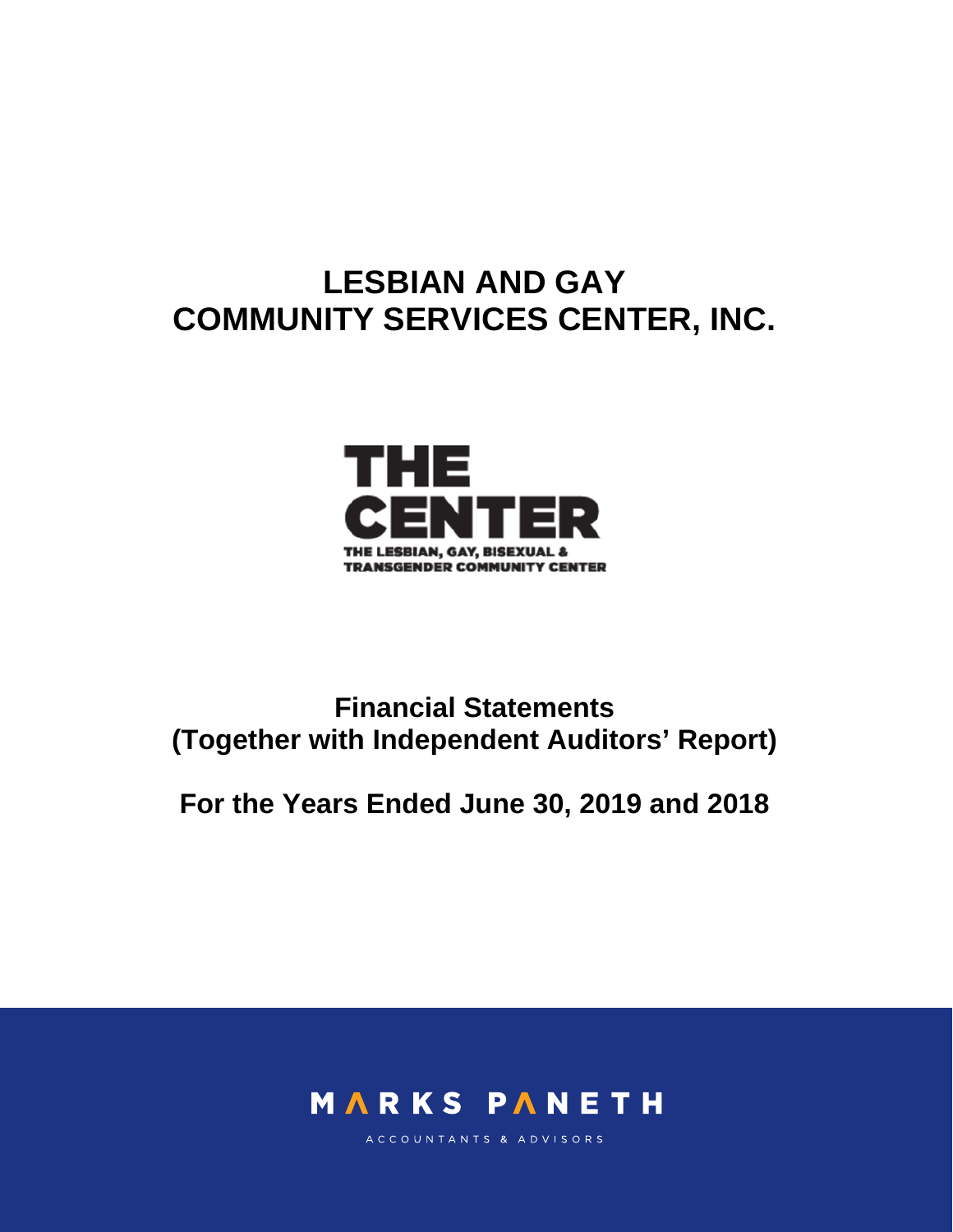# LESBIAN AND GAY COMMUNITY SERVICES CENTER, INC.

THE CENTER

THE LESBIAN, GAY, BISEXUAL & TRANSGENDER COMMUNITY CENTER

## Financial Statements (Together with Independent Auditors' Report)

## For the Years Ended June 30, 2019 and 2018

MARKS PANETH

ACCOUNTANTS & ADVISORS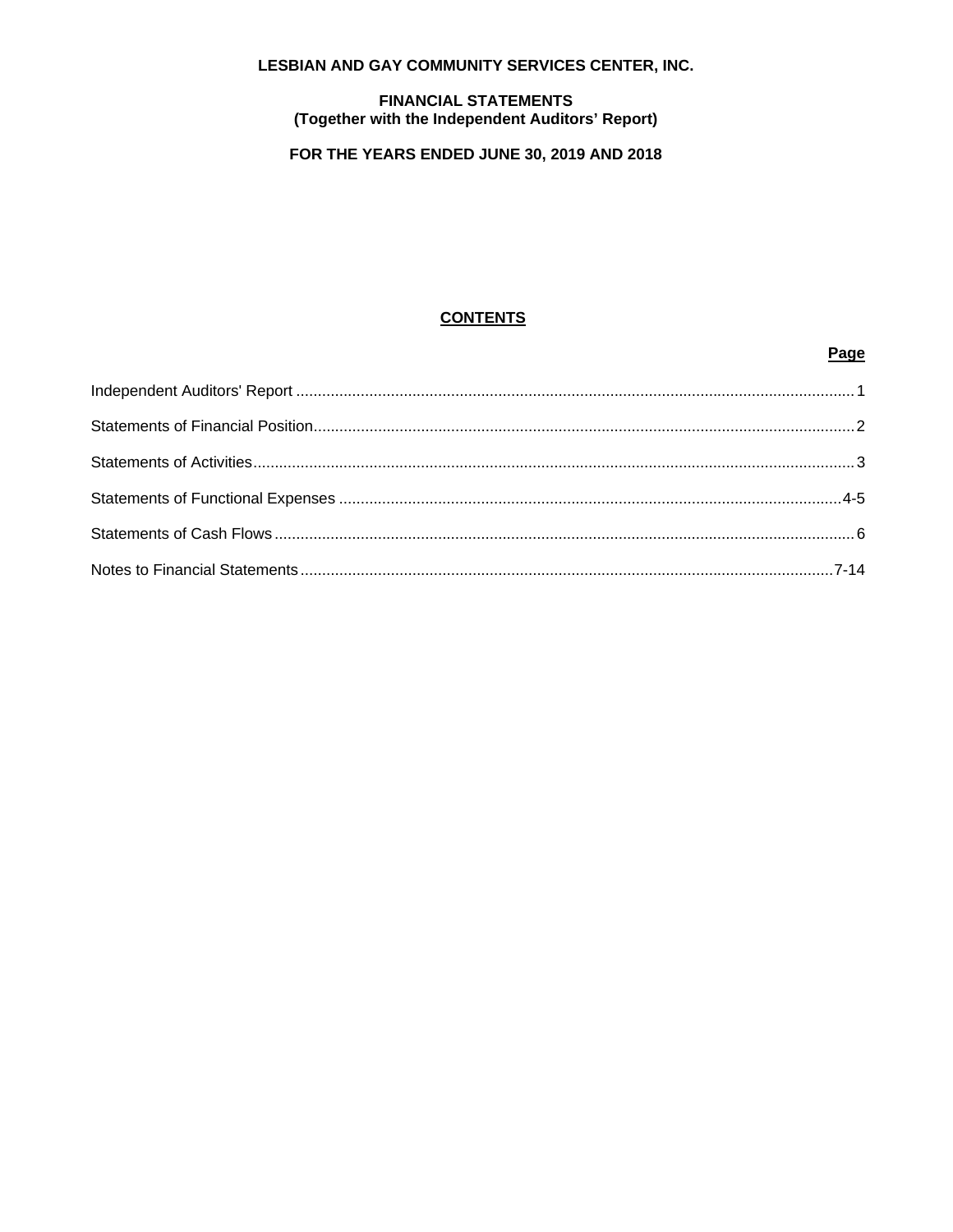**LESBIAN AND GAY COMMUNITY SERVICES CENTER, INC.**

**FINANCIAL STATEMENTS**
**(Together with the Independent Auditors' Report)**

**FOR THE YEARS ENDED JUNE 30, 2019 AND 2018**

## CONTENTS

| | Page |
|---|---|
| Independent Auditors' Report | 1 |
| Statements of Financial Position | 2 |
| Statements of Activities | 3 |
| Statements of Functional Expenses | 4-5 |
| Statements of Cash Flows | 6 |
| Notes to Financial Statements | 7-14 |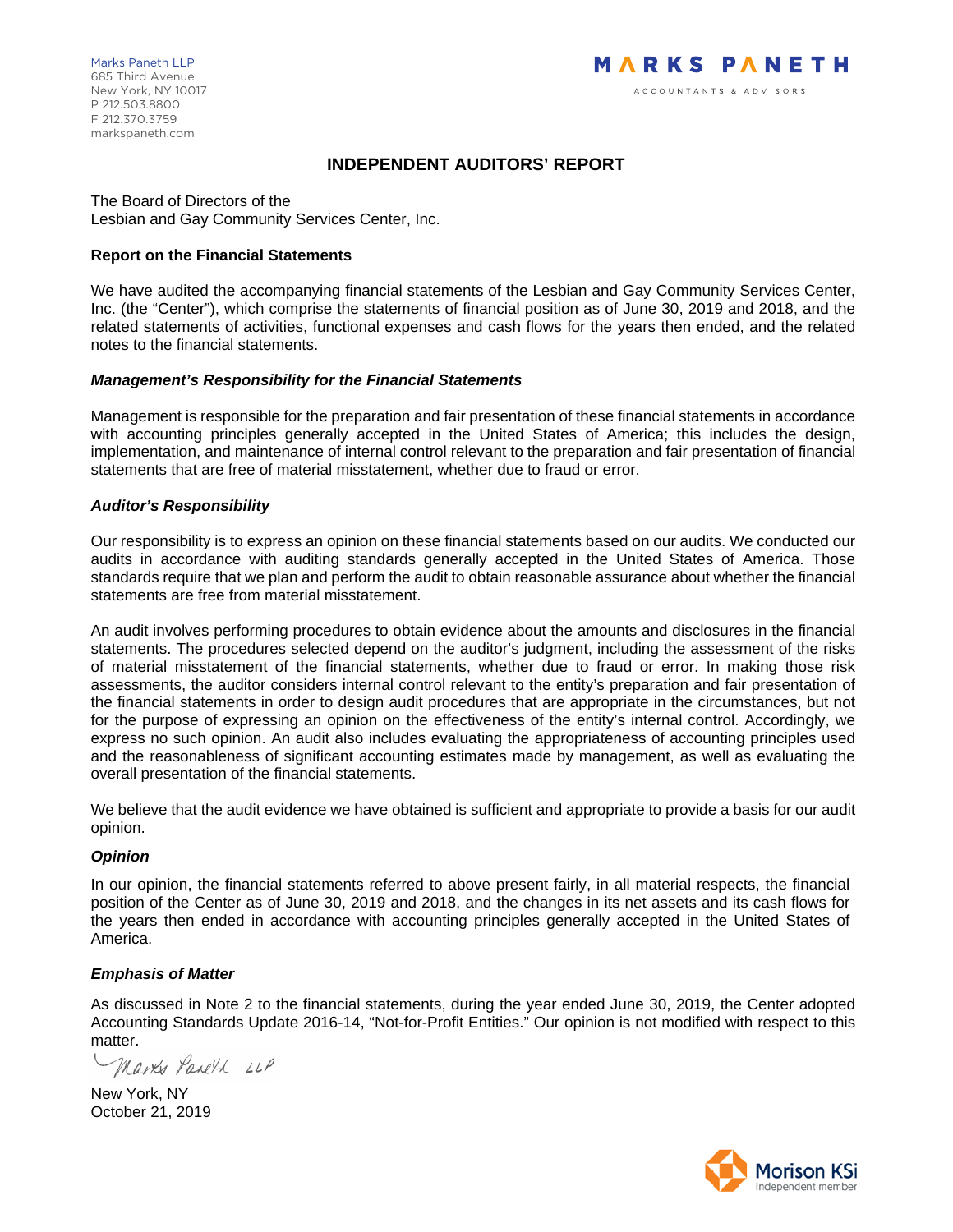Marks Paneth LLP
685 Third Avenue
New York, NY 10017
P 212.503.8800
F 212.370.3759
markspaneth.com

MARKS PANETH
ACCOUNTANTS & ADVISORS

# INDEPENDENT AUDITORS' REPORT

The Board of Directors of the
Lesbian and Gay Community Services Center, Inc.

## Report on the Financial Statements

We have audited the accompanying financial statements of the Lesbian and Gay Community Services Center, Inc. (the "Center"), which comprise the statements of financial position as of June 30, 2019 and 2018, and the related statements of activities, functional expenses and cash flows for the years then ended, and the related notes to the financial statements.

### *Management's Responsibility for the Financial Statements*

Management is responsible for the preparation and fair presentation of these financial statements in accordance with accounting principles generally accepted in the United States of America; this includes the design, implementation, and maintenance of internal control relevant to the preparation and fair presentation of financial statements that are free of material misstatement, whether due to fraud or error.

### *Auditor's Responsibility*

Our responsibility is to express an opinion on these financial statements based on our audits. We conducted our audits in accordance with auditing standards generally accepted in the United States of America. Those standards require that we plan and perform the audit to obtain reasonable assurance about whether the financial statements are free from material misstatement.

An audit involves performing procedures to obtain evidence about the amounts and disclosures in the financial statements. The procedures selected depend on the auditor's judgment, including the assessment of the risks of material misstatement of the financial statements, whether due to fraud or error. In making those risk assessments, the auditor considers internal control relevant to the entity's preparation and fair presentation of the financial statements in order to design audit procedures that are appropriate in the circumstances, but not for the purpose of expressing an opinion on the effectiveness of the entity's internal control. Accordingly, we express no such opinion. An audit also includes evaluating the appropriateness of accounting principles used and the reasonableness of significant accounting estimates made by management, as well as evaluating the overall presentation of the financial statements.

We believe that the audit evidence we have obtained is sufficient and appropriate to provide a basis for our audit opinion.

### *Opinion*

In our opinion, the financial statements referred to above present fairly, in all material respects, the financial position of the Center as of June 30, 2019 and 2018, and the changes in its net assets and its cash flows for the years then ended in accordance with accounting principles generally accepted in the United States of America.

### *Emphasis of Matter*

As discussed in Note 2 to the financial statements, during the year ended June 30, 2019, the Center adopted Accounting Standards Update 2016-14, "Not-for-Profit Entities." Our opinion is not modified with respect to this matter.

Marks Paneth LLP

New York, NY
October 21, 2019

Morison KSi
Independent member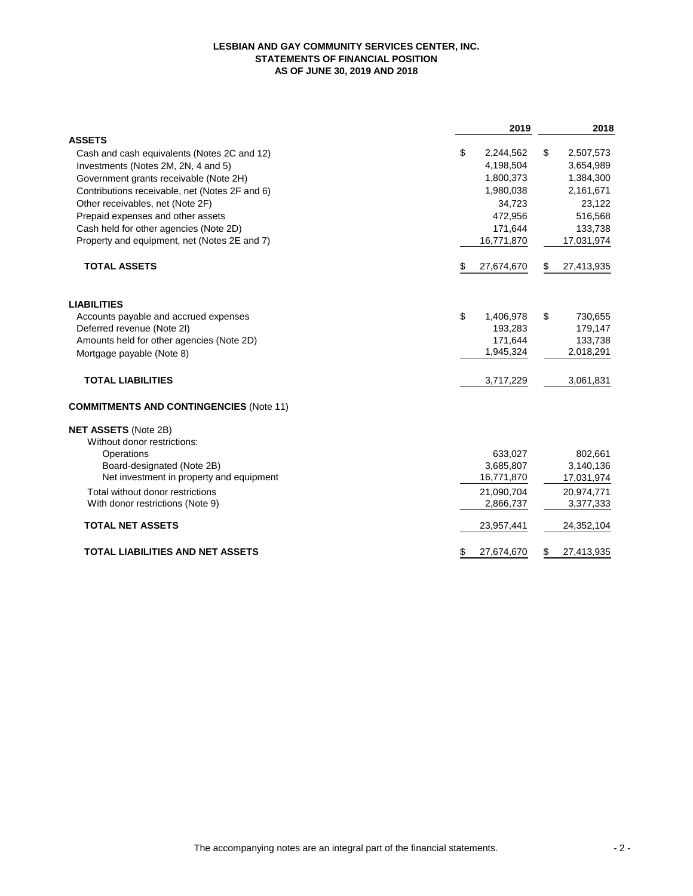# LESBIAN AND GAY COMMUNITY SERVICES CENTER, INC.
## STATEMENTS OF FINANCIAL POSITION
### AS OF JUNE 30, 2019 AND 2018

| | 2019 | 2018 |
|---|---|---|
| **ASSETS** | | |
| Cash and cash equivalents (Notes 2C and 12) | $ 2,244,562 | $ 2,507,573 |
| Investments (Notes 2M, 2N, 4 and 5) | 4,198,504 | 3,654,989 |
| Government grants receivable (Note 2H) | 1,800,373 | 1,384,300 |
| Contributions receivable, net (Notes 2F and 6) | 1,980,038 | 2,161,671 |
| Other receivables, net (Note 2F) | 34,723 | 23,122 |
| Prepaid expenses and other assets | 472,956 | 516,568 |
| Cash held for other agencies (Note 2D) | 171,644 | 133,738 |
| Property and equipment, net (Notes 2E and 7) | 16,771,870 | 17,031,974 |
| **TOTAL ASSETS** | $ 27,674,670 | $ 27,413,935 |
| **LIABILITIES** | | |
| Accounts payable and accrued expenses | $ 1,406,978 | $ 730,655 |
| Deferred revenue (Note 2I) | 193,283 | 179,147 |
| Amounts held for other agencies (Note 2D) | 171,644 | 133,738 |
| Mortgage payable (Note 8) | 1,945,324 | 2,018,291 |
| **TOTAL LIABILITIES** | 3,717,229 | 3,061,831 |
| **COMMITMENTS AND CONTINGENCIES** (Note 11) | | |
| **NET ASSETS** (Note 2B) | | |
| Without donor restrictions: | | |
| Operations | 633,027 | 802,661 |
| Board-designated (Note 2B) | 3,685,807 | 3,140,136 |
| Net investment in property and equipment | 16,771,870 | 17,031,974 |
| Total without donor restrictions | 21,090,704 | 20,974,771 |
| With donor restrictions (Note 9) | 2,866,737 | 3,377,333 |
| **TOTAL NET ASSETS** | 23,957,441 | 24,352,104 |
| **TOTAL LIABILITIES AND NET ASSETS** | $ 27,674,670 | $ 27,413,935 |

The accompanying notes are an integral part of the financial statements.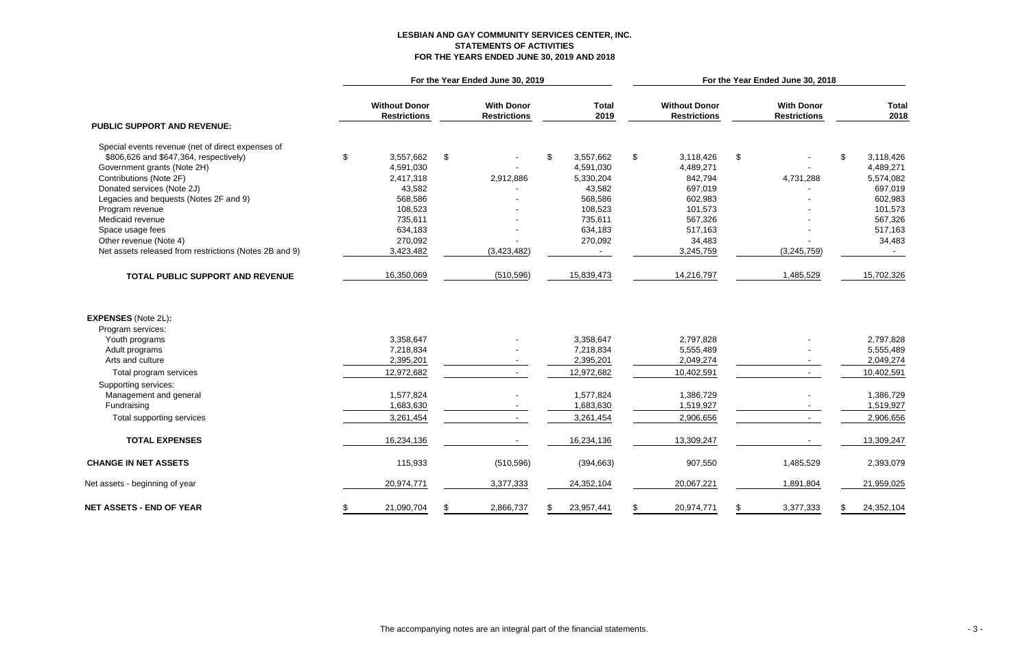**LESBIAN AND GAY COMMUNITY SERVICES CENTER, INC.**
**STATEMENTS OF ACTIVITIES**
**FOR THE YEARS ENDED JUNE 30, 2019 AND 2018**

| | For the Year Ended June 30, 2019 | | | For the Year Ended June 30, 2018 | | |
|---|---|---|---|---|---|---|
| | **Without Donor Restrictions** | **With Donor Restrictions** | **Total 2019** | **Without Donor Restrictions** | **With Donor Restrictions** | **Total 2018** |
| **PUBLIC SUPPORT AND REVENUE:** | | | | | | |
| Special events revenue (net of direct expenses of $806,626 and $647,364, respectively) | $ 3,557,662 | $ - | $ 3,557,662 | $ 3,118,426 | $ - | $ 3,118,426 |
| Government grants (Note 2H) | 4,591,030 | - | 4,591,030 | 4,489,271 | - | 4,489,271 |
| Contributions (Note 2F) | 2,417,318 | 2,912,886 | 5,330,204 | 842,794 | 4,731,288 | 5,574,082 |
| Donated services (Note 2J) | 43,582 | - | 43,582 | 697,019 | - | 697,019 |
| Legacies and bequests (Notes 2F and 9) | 568,586 | - | 568,586 | 602,983 | - | 602,983 |
| Program revenue | 108,523 | - | 108,523 | 101,573 | - | 101,573 |
| Medicaid revenue | 735,611 | - | 735,611 | 567,326 | - | 567,326 |
| Space usage fees | 634,183 | - | 634,183 | 517,163 | - | 517,163 |
| Other revenue (Note 4) | 270,092 | - | 270,092 | 34,483 | - | 34,483 |
| Net assets released from restrictions (Notes 2B and 9) | 3,423,482 | (3,423,482) | - | 3,245,759 | (3,245,759) | - |
| **TOTAL PUBLIC SUPPORT AND REVENUE** | 16,350,069 | (510,596) | 15,839,473 | 14,216,797 | 1,485,529 | 15,702,326 |
| **EXPENSES** (Note 2L)**:** | | | | | | |
| Program services: | | | | | | |
| Youth programs | 3,358,647 | - | 3,358,647 | 2,797,828 | - | 2,797,828 |
| Adult programs | 7,218,834 | - | 7,218,834 | 5,555,489 | - | 5,555,489 |
| Arts and culture | 2,395,201 | - | 2,395,201 | 2,049,274 | - | 2,049,274 |
| Total program services | 12,972,682 | - | 12,972,682 | 10,402,591 | - | 10,402,591 |
| Supporting services: | | | | | | |
| Management and general | 1,577,824 | - | 1,577,824 | 1,386,729 | - | 1,386,729 |
| Fundraising | 1,683,630 | - | 1,683,630 | 1,519,927 | - | 1,519,927 |
| Total supporting services | 3,261,454 | - | 3,261,454 | 2,906,656 | - | 2,906,656 |
| **TOTAL EXPENSES** | 16,234,136 | - | 16,234,136 | 13,309,247 | - | 13,309,247 |
| **CHANGE IN NET ASSETS** | 115,933 | (510,596) | (394,663) | 907,550 | 1,485,529 | 2,393,079 |
| Net assets - beginning of year | 20,974,771 | 3,377,333 | 24,352,104 | 20,067,221 | 1,891,804 | 21,959,025 |
| **NET ASSETS - END OF YEAR** | $ 21,090,704 | $ 2,866,737 | $ 23,957,441 | $ 20,974,771 | $ 3,377,333 | $ 24,352,104 |

The accompanying notes are an integral part of the financial statements.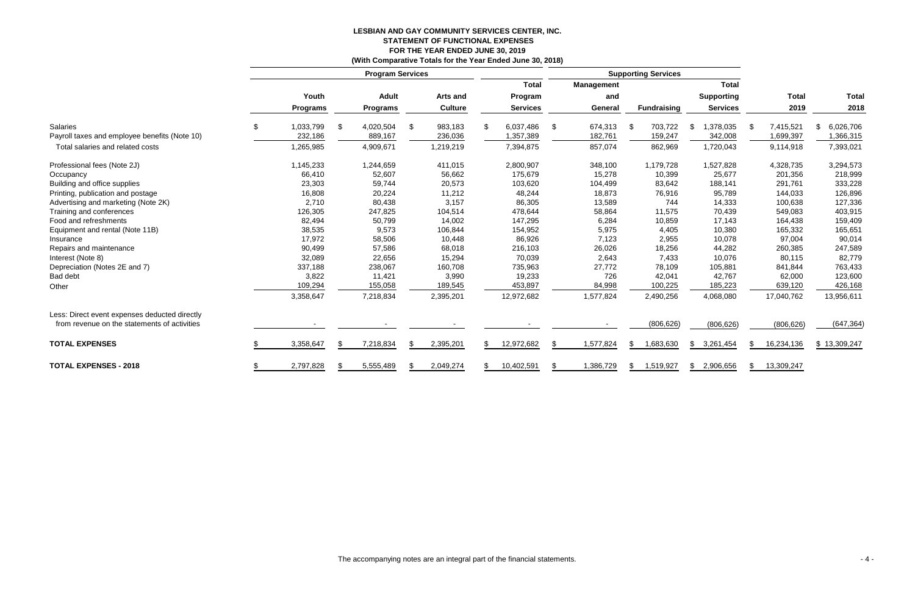# LESBIAN AND GAY COMMUNITY SERVICES CENTER, INC.

## STATEMENT OF FUNCTIONAL EXPENSES

### FOR THE YEAR ENDED JUNE 30, 2019

### (With Comparative Totals for the Year Ended June 30, 2018)

| | Program Services | | | | Supporting Services | | | | |
|---|---|---|---|---|---|---|---|---|---|
| | Youth Programs | Adult Programs | Arts and Culture | Total Program Services | Management and General | Fundraising | Total Supporting Services | Total 2019 | Total 2018 |
| Salaries | $ 1,033,799 | $ 4,020,504 | $ 983,183 | $ 6,037,486 | $ 674,313 | $ 703,722 | $ 1,378,035 | $ 7,415,521 | $ 6,026,706 |
| Payroll taxes and employee benefits (Note 10) | 232,186 | 889,167 | 236,036 | 1,357,389 | 182,761 | 159,247 | 342,008 | 1,699,397 | 1,366,315 |
| Total salaries and related costs | 1,265,985 | 4,909,671 | 1,219,219 | 7,394,875 | 857,074 | 862,969 | 1,720,043 | 9,114,918 | 7,393,021 |
| Professional fees (Note 2J) | 1,145,233 | 1,244,659 | 411,015 | 2,800,907 | 348,100 | 1,179,728 | 1,527,828 | 4,328,735 | 3,294,573 |
| Occupancy | 66,410 | 52,607 | 56,662 | 175,679 | 15,278 | 10,399 | 25,677 | 201,356 | 218,999 |
| Building and office supplies | 23,303 | 59,744 | 20,573 | 103,620 | 104,499 | 83,642 | 188,141 | 291,761 | 333,228 |
| Printing, publication and postage | 16,808 | 20,224 | 11,212 | 48,244 | 18,873 | 76,916 | 95,789 | 144,033 | 126,896 |
| Advertising and marketing (Note 2K) | 2,710 | 80,438 | 3,157 | 86,305 | 13,589 | 744 | 14,333 | 100,638 | 127,336 |
| Training and conferences | 126,305 | 247,825 | 104,514 | 478,644 | 58,864 | 11,575 | 70,439 | 549,083 | 403,915 |
| Food and refreshments | 82,494 | 50,799 | 14,002 | 147,295 | 6,284 | 10,859 | 17,143 | 164,438 | 159,409 |
| Equipment and rental (Note 11B) | 38,535 | 9,573 | 106,844 | 154,952 | 5,975 | 4,405 | 10,380 | 165,332 | 165,651 |
| Insurance | 17,972 | 58,506 | 10,448 | 86,926 | 7,123 | 2,955 | 10,078 | 97,004 | 90,014 |
| Repairs and maintenance | 90,499 | 57,586 | 68,018 | 216,103 | 26,026 | 18,256 | 44,282 | 260,385 | 247,589 |
| Interest (Note 8) | 32,089 | 22,656 | 15,294 | 70,039 | 2,643 | 7,433 | 10,076 | 80,115 | 82,779 |
| Depreciation (Notes 2E and 7) | 337,188 | 238,067 | 160,708 | 735,963 | 27,772 | 78,109 | 105,881 | 841,844 | 763,433 |
| Bad debt | 3,822 | 11,421 | 3,990 | 19,233 | 726 | 42,041 | 42,767 | 62,000 | 123,600 |
| Other | 109,294 | 155,058 | 189,545 | 453,897 | 84,998 | 100,225 | 185,223 | 639,120 | 426,168 |
| | 3,358,647 | 7,218,834 | 2,395,201 | 12,972,682 | 1,577,824 | 2,490,256 | 4,068,080 | 17,040,762 | 13,956,611 |
| Less: Direct event expenses deducted directly from revenue on the statements of activities | - | - | - | - | - | (806,626) | (806,626) | (806,626) | (647,364) |
| **TOTAL EXPENSES** | $ 3,358,647 | $ 7,218,834 | $ 2,395,201 | $ 12,972,682 | $ 1,577,824 | $ 1,683,630 | $ 3,261,454 | $ 16,234,136 | $ 13,309,247 |
| **TOTAL EXPENSES - 2018** | $ 2,797,828 | $ 5,555,489 | $ 2,049,274 | $ 10,402,591 | $ 1,386,729 | $ 1,519,927 | $ 2,906,656 | $ 13,309,247 | |

The accompanying notes are an integral part of the financial statements.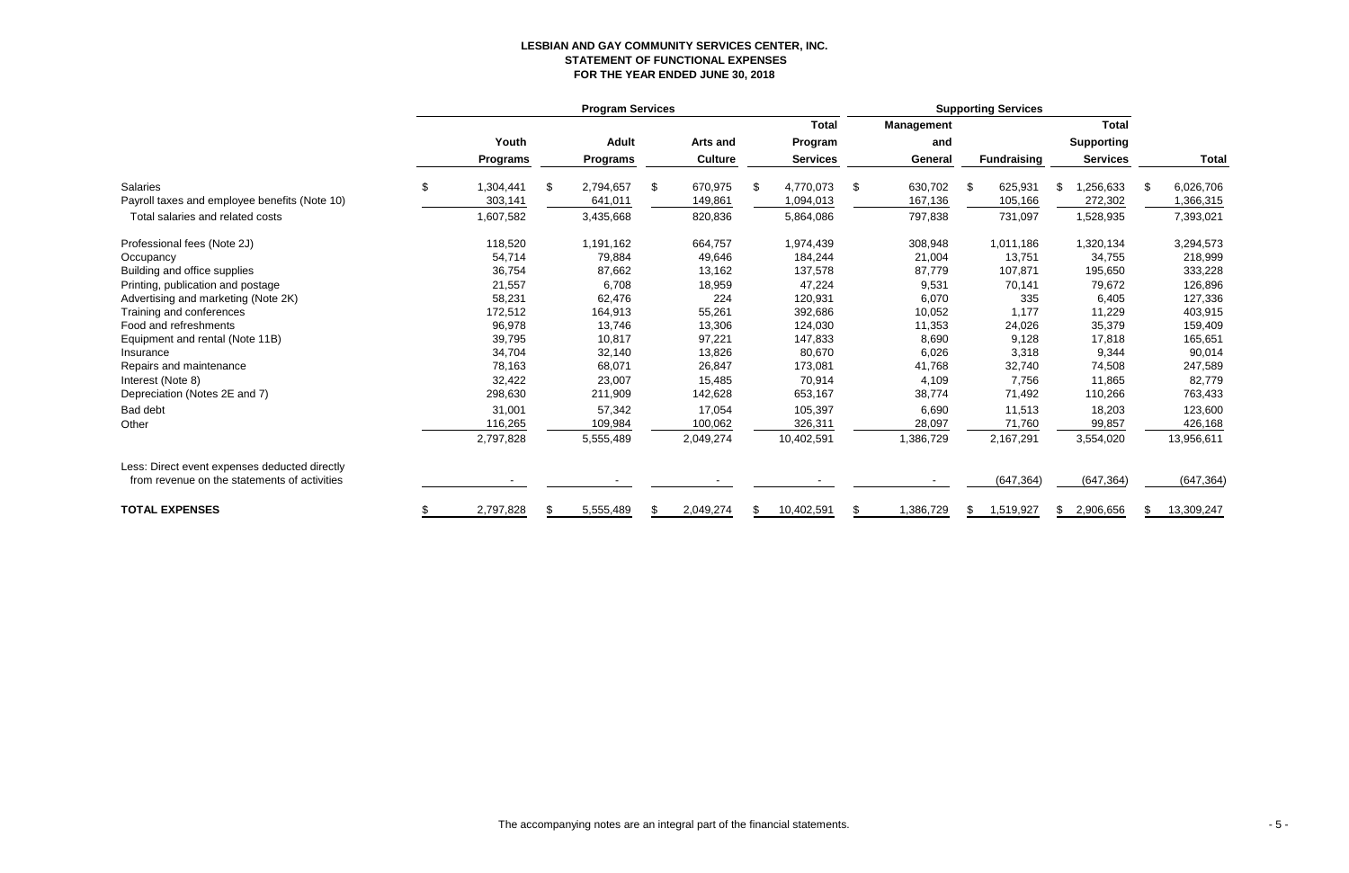**LESBIAN AND GAY COMMUNITY SERVICES CENTER, INC.**
**STATEMENT OF FUNCTIONAL EXPENSES**
**FOR THE YEAR ENDED JUNE 30, 2018**

| | Program Services | | | | Supporting Services | | | |
|---|---|---|---|---|---|---|---|---|
| | Youth Programs | Adult Programs | Arts and Culture | Total Program Services | Management and General | Fundraising | Total Supporting Services | Total |
| Salaries | $ 1,304,441 | $ 2,794,657 | $ 670,975 | $ 4,770,073 | $ 630,702 | $ 625,931 | $ 1,256,633 | $ 6,026,706 |
| Payroll taxes and employee benefits (Note 10) | 303,141 | 641,011 | 149,861 | 1,094,013 | 167,136 | 105,166 | 272,302 | 1,366,315 |
| Total salaries and related costs | 1,607,582 | 3,435,668 | 820,836 | 5,864,086 | 797,838 | 731,097 | 1,528,935 | 7,393,021 |
| Professional fees (Note 2J) | 118,520 | 1,191,162 | 664,757 | 1,974,439 | 308,948 | 1,011,186 | 1,320,134 | 3,294,573 |
| Occupancy | 54,714 | 79,884 | 49,646 | 184,244 | 21,004 | 13,751 | 34,755 | 218,999 |
| Building and office supplies | 36,754 | 87,662 | 13,162 | 137,578 | 87,779 | 107,871 | 195,650 | 333,228 |
| Printing, publication and postage | 21,557 | 6,708 | 18,959 | 47,224 | 9,531 | 70,141 | 79,672 | 126,896 |
| Advertising and marketing (Note 2K) | 58,231 | 62,476 | 224 | 120,931 | 6,070 | 335 | 6,405 | 127,336 |
| Training and conferences | 172,512 | 164,913 | 55,261 | 392,686 | 10,052 | 1,177 | 11,229 | 403,915 |
| Food and refreshments | 96,978 | 13,746 | 13,306 | 124,030 | 11,353 | 24,026 | 35,379 | 159,409 |
| Equipment and rental (Note 11B) | 39,795 | 10,817 | 97,221 | 147,833 | 8,690 | 9,128 | 17,818 | 165,651 |
| Insurance | 34,704 | 32,140 | 13,826 | 80,670 | 6,026 | 3,318 | 9,344 | 90,014 |
| Repairs and maintenance | 78,163 | 68,071 | 26,847 | 173,081 | 41,768 | 32,740 | 74,508 | 247,589 |
| Interest (Note 8) | 32,422 | 23,007 | 15,485 | 70,914 | 4,109 | 7,756 | 11,865 | 82,779 |
| Depreciation (Notes 2E and 7) | 298,630 | 211,909 | 142,628 | 653,167 | 38,774 | 71,492 | 110,266 | 763,433 |
| Bad debt | 31,001 | 57,342 | 17,054 | 105,397 | 6,690 | 11,513 | 18,203 | 123,600 |
| Other | 116,265 | 109,984 | 100,062 | 326,311 | 28,097 | 71,760 | 99,857 | 426,168 |
| | 2,797,828 | 5,555,489 | 2,049,274 | 10,402,591 | 1,386,729 | 2,167,291 | 3,554,020 | 13,956,611 |
| Less: Direct event expenses deducted directly from revenue on the statements of activities | - | - | - | - | - | (647,364) | (647,364) | (647,364) |
| **TOTAL EXPENSES** | $ 2,797,828 | $ 5,555,489 | $ 2,049,274 | $ 10,402,591 | $ 1,386,729 | $ 1,519,927 | $ 2,906,656 | $ 13,309,247 |

The accompanying notes are an integral part of the financial statements.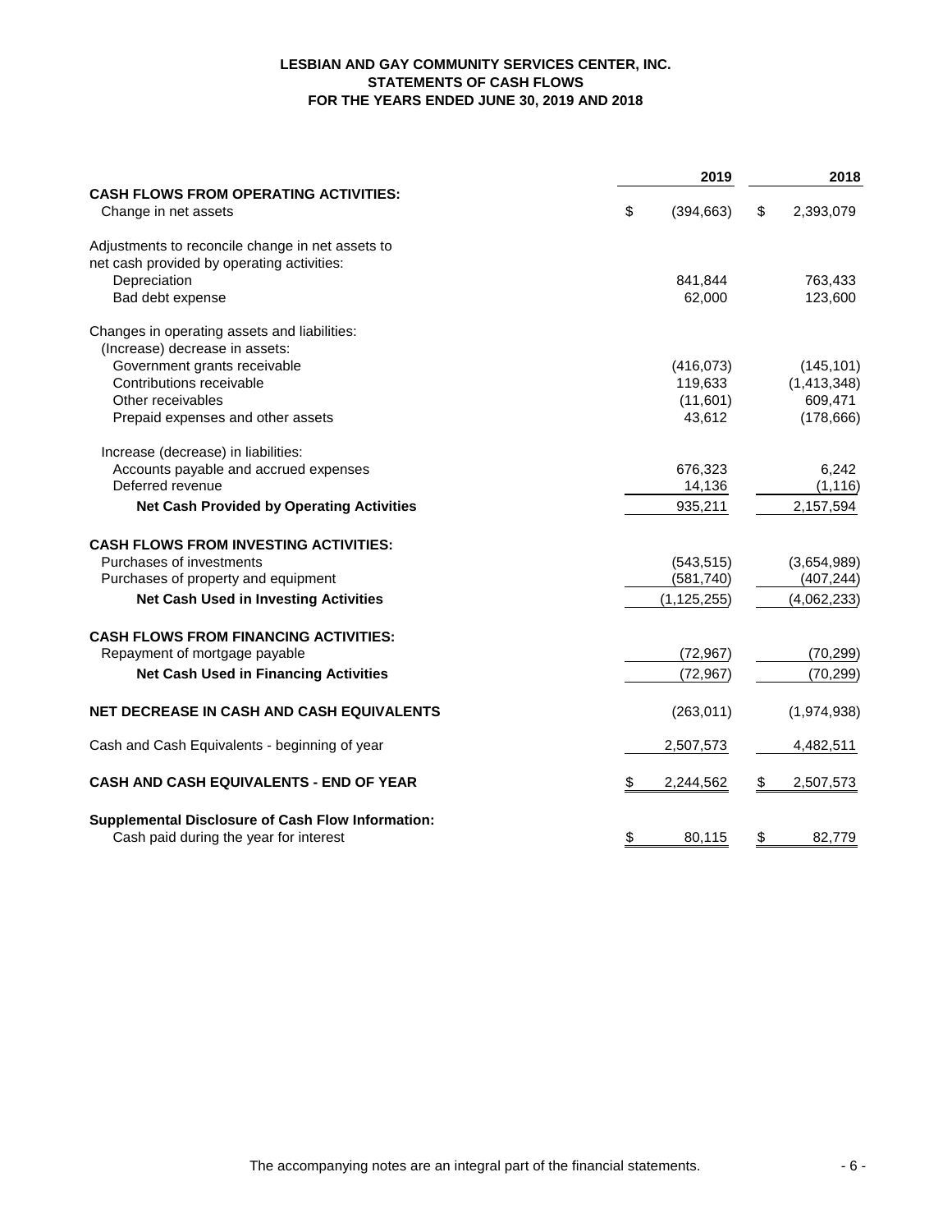# LESBIAN AND GAY COMMUNITY SERVICES CENTER, INC.
## STATEMENTS OF CASH FLOWS
### FOR THE YEARS ENDED JUNE 30, 2019 AND 2018

| | 2019 | 2018 |
|---|---|---|
| **CASH FLOWS FROM OPERATING ACTIVITIES:** | | |
| Change in net assets | $ (394,663) | $ 2,393,079 |
| Adjustments to reconcile change in net assets to net cash provided by operating activities: | | |
| Depreciation | 841,844 | 763,433 |
| Bad debt expense | 62,000 | 123,600 |
| Changes in operating assets and liabilities: | | |
| (Increase) decrease in assets: | | |
| Government grants receivable | (416,073) | (145,101) |
| Contributions receivable | 119,633 | (1,413,348) |
| Other receivables | (11,601) | 609,471 |
| Prepaid expenses and other assets | 43,612 | (178,666) |
| Increase (decrease) in liabilities: | | |
| Accounts payable and accrued expenses | 676,323 | 6,242 |
| Deferred revenue | 14,136 | (1,116) |
| **Net Cash Provided by Operating Activities** | 935,211 | 2,157,594 |
| **CASH FLOWS FROM INVESTING ACTIVITIES:** | | |
| Purchases of investments | (543,515) | (3,654,989) |
| Purchases of property and equipment | (581,740) | (407,244) |
| **Net Cash Used in Investing Activities** | (1,125,255) | (4,062,233) |
| **CASH FLOWS FROM FINANCING ACTIVITIES:** | | |
| Repayment of mortgage payable | (72,967) | (70,299) |
| **Net Cash Used in Financing Activities** | (72,967) | (70,299) |
| **NET DECREASE IN CASH AND CASH EQUIVALENTS** | (263,011) | (1,974,938) |
| Cash and Cash Equivalents - beginning of year | 2,507,573 | 4,482,511 |
| **CASH AND CASH EQUIVALENTS - END OF YEAR** | $ 2,244,562 | $ 2,507,573 |
| **Supplemental Disclosure of Cash Flow Information:** | | |
| Cash paid during the year for interest | $ 80,115 | $ 82,779 |

The accompanying notes are an integral part of the financial statements.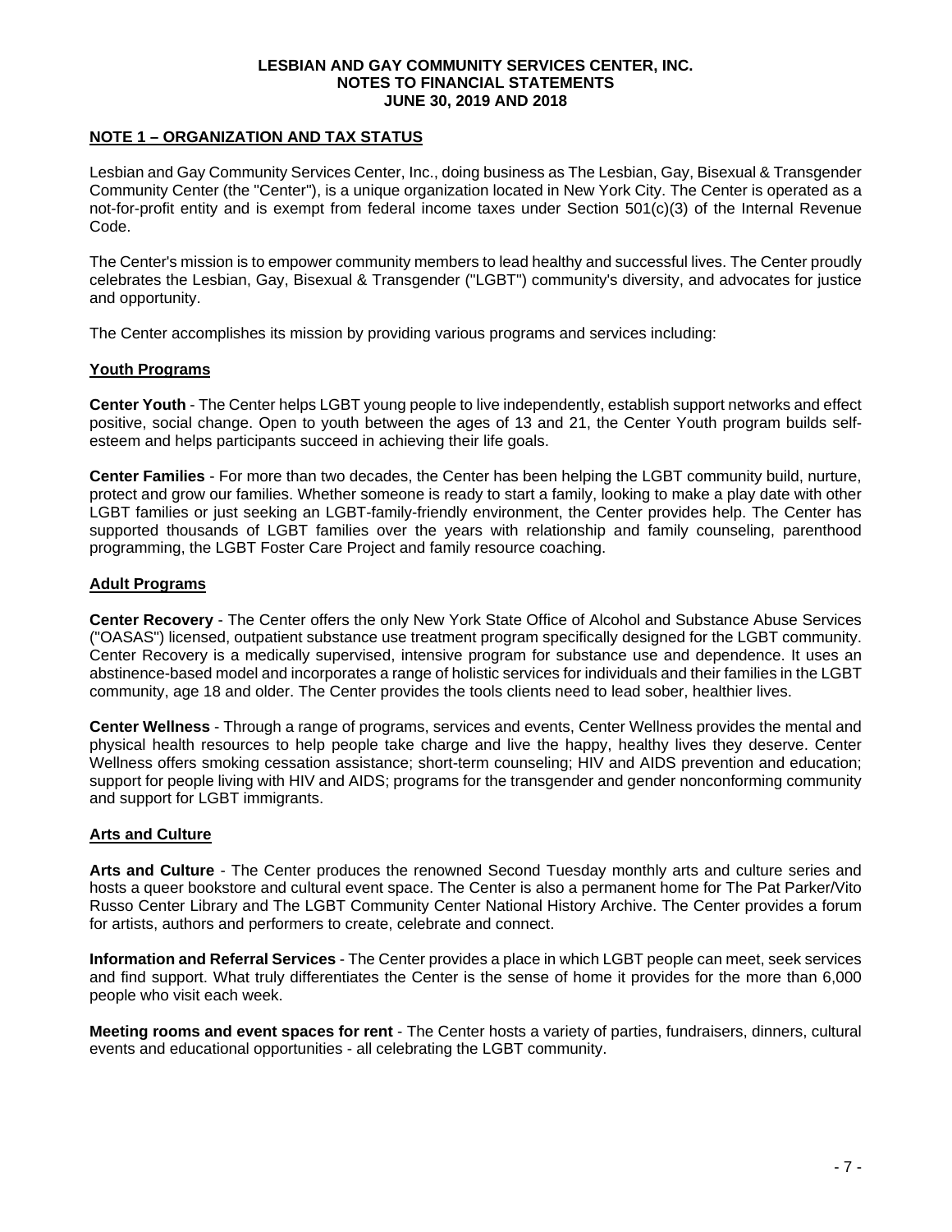# LESBIAN AND GAY COMMUNITY SERVICES CENTER, INC.
## NOTES TO FINANCIAL STATEMENTS
## JUNE 30, 2019 AND 2018

### NOTE 1 – ORGANIZATION AND TAX STATUS

Lesbian and Gay Community Services Center, Inc., doing business as The Lesbian, Gay, Bisexual & Transgender Community Center (the "Center"), is a unique organization located in New York City. The Center is operated as a not-for-profit entity and is exempt from federal income taxes under Section 501(c)(3) of the Internal Revenue Code.

The Center's mission is to empower community members to lead healthy and successful lives. The Center proudly celebrates the Lesbian, Gay, Bisexual & Transgender ("LGBT") community's diversity, and advocates for justice and opportunity.

The Center accomplishes its mission by providing various programs and services including:

#### Youth Programs

**Center Youth** - The Center helps LGBT young people to live independently, establish support networks and effect positive, social change. Open to youth between the ages of 13 and 21, the Center Youth program builds self-esteem and helps participants succeed in achieving their life goals.

**Center Families** - For more than two decades, the Center has been helping the LGBT community build, nurture, protect and grow our families. Whether someone is ready to start a family, looking to make a play date with other LGBT families or just seeking an LGBT-family-friendly environment, the Center provides help. The Center has supported thousands of LGBT families over the years with relationship and family counseling, parenthood programming, the LGBT Foster Care Project and family resource coaching.

#### Adult Programs

**Center Recovery** - The Center offers the only New York State Office of Alcohol and Substance Abuse Services ("OASAS") licensed, outpatient substance use treatment program specifically designed for the LGBT community. Center Recovery is a medically supervised, intensive program for substance use and dependence. It uses an abstinence-based model and incorporates a range of holistic services for individuals and their families in the LGBT community, age 18 and older. The Center provides the tools clients need to lead sober, healthier lives.

**Center Wellness** - Through a range of programs, services and events, Center Wellness provides the mental and physical health resources to help people take charge and live the happy, healthy lives they deserve. Center Wellness offers smoking cessation assistance; short-term counseling; HIV and AIDS prevention and education; support for people living with HIV and AIDS; programs for the transgender and gender nonconforming community and support for LGBT immigrants.

#### Arts and Culture

**Arts and Culture** - The Center produces the renowned Second Tuesday monthly arts and culture series and hosts a queer bookstore and cultural event space. The Center is also a permanent home for The Pat Parker/Vito Russo Center Library and The LGBT Community Center National History Archive. The Center provides a forum for artists, authors and performers to create, celebrate and connect.

**Information and Referral Services** - The Center provides a place in which LGBT people can meet, seek services and find support. What truly differentiates the Center is the sense of home it provides for the more than 6,000 people who visit each week.

**Meeting rooms and event spaces for rent** - The Center hosts a variety of parties, fundraisers, dinners, cultural events and educational opportunities - all celebrating the LGBT community.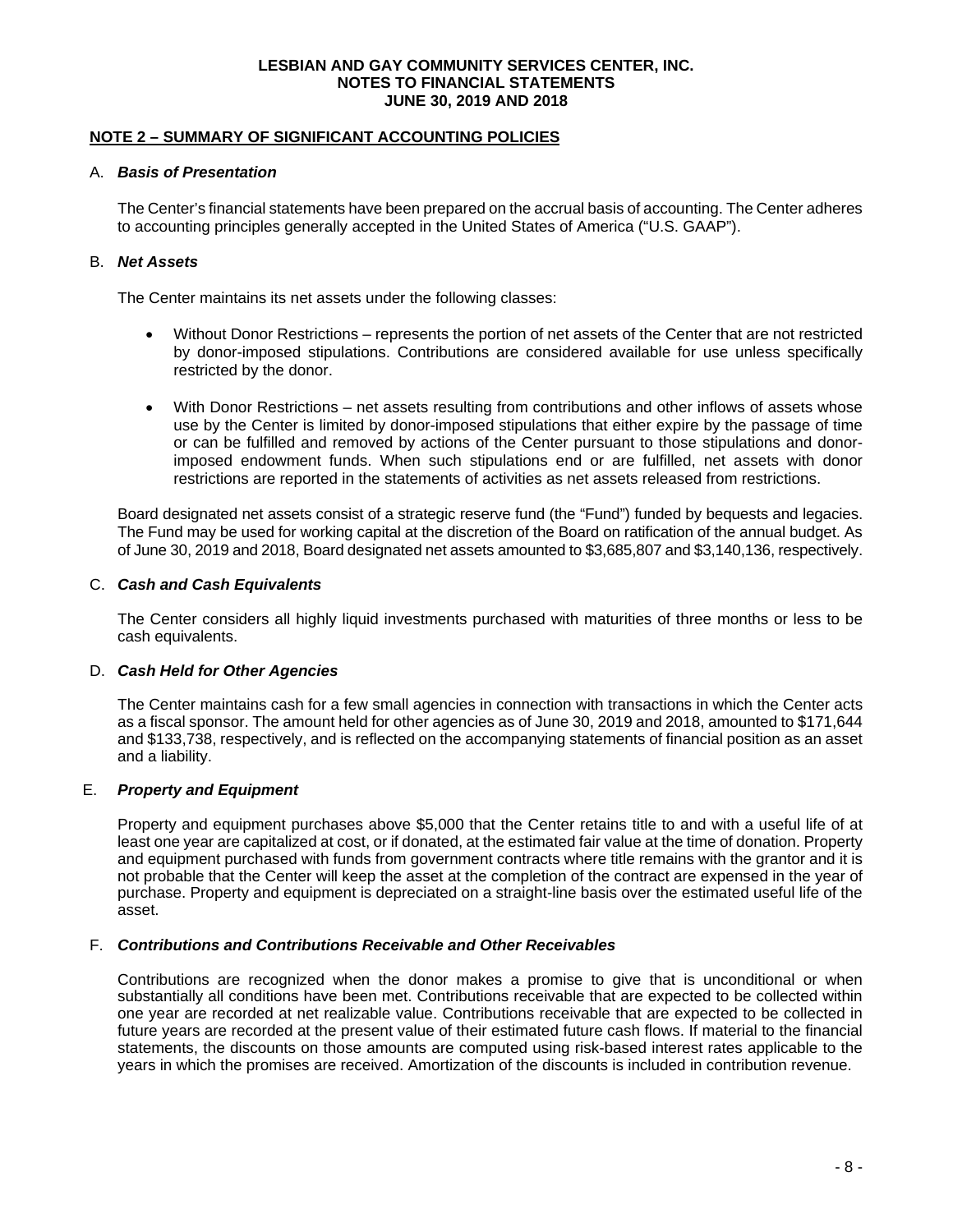# LESBIAN AND GAY COMMUNITY SERVICES CENTER, INC.
## NOTES TO FINANCIAL STATEMENTS
## JUNE 30, 2019 AND 2018

**NOTE 2 – SUMMARY OF SIGNIFICANT ACCOUNTING POLICIES**

A. ***Basis of Presentation***

The Center's financial statements have been prepared on the accrual basis of accounting. The Center adheres to accounting principles generally accepted in the United States of America ("U.S. GAAP").

B. ***Net Assets***

The Center maintains its net assets under the following classes:

- Without Donor Restrictions – represents the portion of net assets of the Center that are not restricted by donor-imposed stipulations. Contributions are considered available for use unless specifically restricted by the donor.

- With Donor Restrictions – net assets resulting from contributions and other inflows of assets whose use by the Center is limited by donor-imposed stipulations that either expire by the passage of time or can be fulfilled and removed by actions of the Center pursuant to those stipulations and donor-imposed endowment funds. When such stipulations end or are fulfilled, net assets with donor restrictions are reported in the statements of activities as net assets released from restrictions.

Board designated net assets consist of a strategic reserve fund (the "Fund") funded by bequests and legacies. The Fund may be used for working capital at the discretion of the Board on ratification of the annual budget. As of June 30, 2019 and 2018, Board designated net assets amounted to $3,685,807 and $3,140,136, respectively.

C. ***Cash and Cash Equivalents***

The Center considers all highly liquid investments purchased with maturities of three months or less to be cash equivalents.

D. ***Cash Held for Other Agencies***

The Center maintains cash for a few small agencies in connection with transactions in which the Center acts as a fiscal sponsor. The amount held for other agencies as of June 30, 2019 and 2018, amounted to $171,644 and $133,738, respectively, and is reflected on the accompanying statements of financial position as an asset and a liability.

E. ***Property and Equipment***

Property and equipment purchases above $5,000 that the Center retains title to and with a useful life of at least one year are capitalized at cost, or if donated, at the estimated fair value at the time of donation. Property and equipment purchased with funds from government contracts where title remains with the grantor and it is not probable that the Center will keep the asset at the completion of the contract are expensed in the year of purchase. Property and equipment is depreciated on a straight-line basis over the estimated useful life of the asset.

F. ***Contributions and Contributions Receivable and Other Receivables***

Contributions are recognized when the donor makes a promise to give that is unconditional or when substantially all conditions have been met. Contributions receivable that are expected to be collected within one year are recorded at net realizable value. Contributions receivable that are expected to be collected in future years are recorded at the present value of their estimated future cash flows. If material to the financial statements, the discounts on those amounts are computed using risk-based interest rates applicable to the years in which the promises are received. Amortization of the discounts is included in contribution revenue.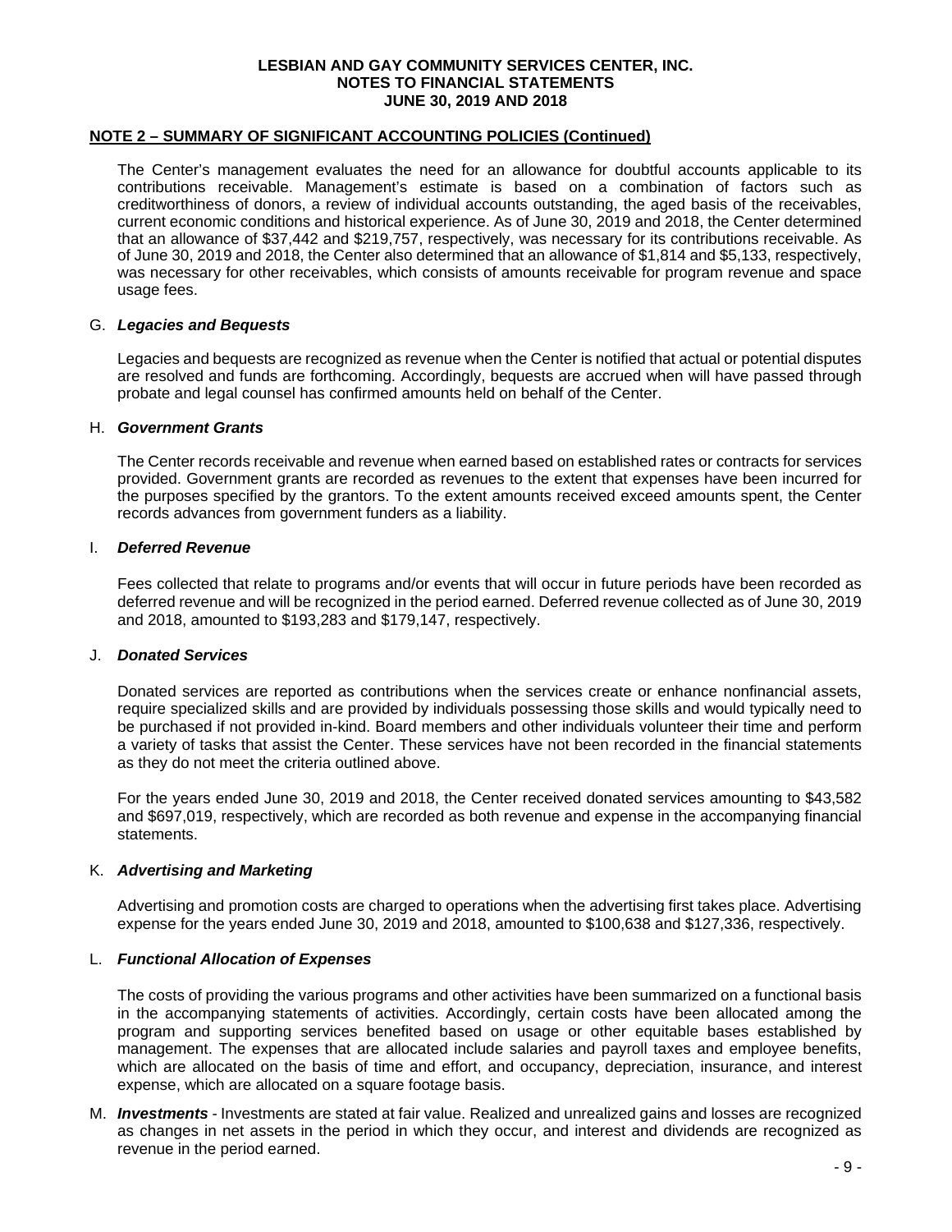## NOTE 2 – SUMMARY OF SIGNIFICANT ACCOUNTING POLICIES (Continued)

The Center's management evaluates the need for an allowance for doubtful accounts applicable to its contributions receivable. Management's estimate is based on a combination of factors such as creditworthiness of donors, a review of individual accounts outstanding, the aged basis of the receivables, current economic conditions and historical experience. As of June 30, 2019 and 2018, the Center determined that an allowance of $37,442 and $219,757, respectively, was necessary for its contributions receivable. As of June 30, 2019 and 2018, the Center also determined that an allowance of $1,814 and $5,133, respectively, was necessary for other receivables, which consists of amounts receivable for program revenue and space usage fees.

G. ***Legacies and Bequests***

Legacies and bequests are recognized as revenue when the Center is notified that actual or potential disputes are resolved and funds are forthcoming. Accordingly, bequests are accrued when will have passed through probate and legal counsel has confirmed amounts held on behalf of the Center.

H. ***Government Grants***

The Center records receivable and revenue when earned based on established rates or contracts for services provided. Government grants are recorded as revenues to the extent that expenses have been incurred for the purposes specified by the grantors. To the extent amounts received exceed amounts spent, the Center records advances from government funders as a liability.

I. ***Deferred Revenue***

Fees collected that relate to programs and/or events that will occur in future periods have been recorded as deferred revenue and will be recognized in the period earned. Deferred revenue collected as of June 30, 2019 and 2018, amounted to $193,283 and $179,147, respectively.

J. ***Donated Services***

Donated services are reported as contributions when the services create or enhance nonfinancial assets, require specialized skills and are provided by individuals possessing those skills and would typically need to be purchased if not provided in-kind. Board members and other individuals volunteer their time and perform a variety of tasks that assist the Center. These services have not been recorded in the financial statements as they do not meet the criteria outlined above.

For the years ended June 30, 2019 and 2018, the Center received donated services amounting to $43,582 and $697,019, respectively, which are recorded as both revenue and expense in the accompanying financial statements.

K. ***Advertising and Marketing***

Advertising and promotion costs are charged to operations when the advertising first takes place. Advertising expense for the years ended June 30, 2019 and 2018, amounted to $100,638 and $127,336, respectively.

L. ***Functional Allocation of Expenses***

The costs of providing the various programs and other activities have been summarized on a functional basis in the accompanying statements of activities. Accordingly, certain costs have been allocated among the program and supporting services benefited based on usage or other equitable bases established by management. The expenses that are allocated include salaries and payroll taxes and employee benefits, which are allocated on the basis of time and effort, and occupancy, depreciation, insurance, and interest expense, which are allocated on a square footage basis.

M. ***Investments*** - Investments are stated at fair value. Realized and unrealized gains and losses are recognized as changes in net assets in the period in which they occur, and interest and dividends are recognized as revenue in the period earned.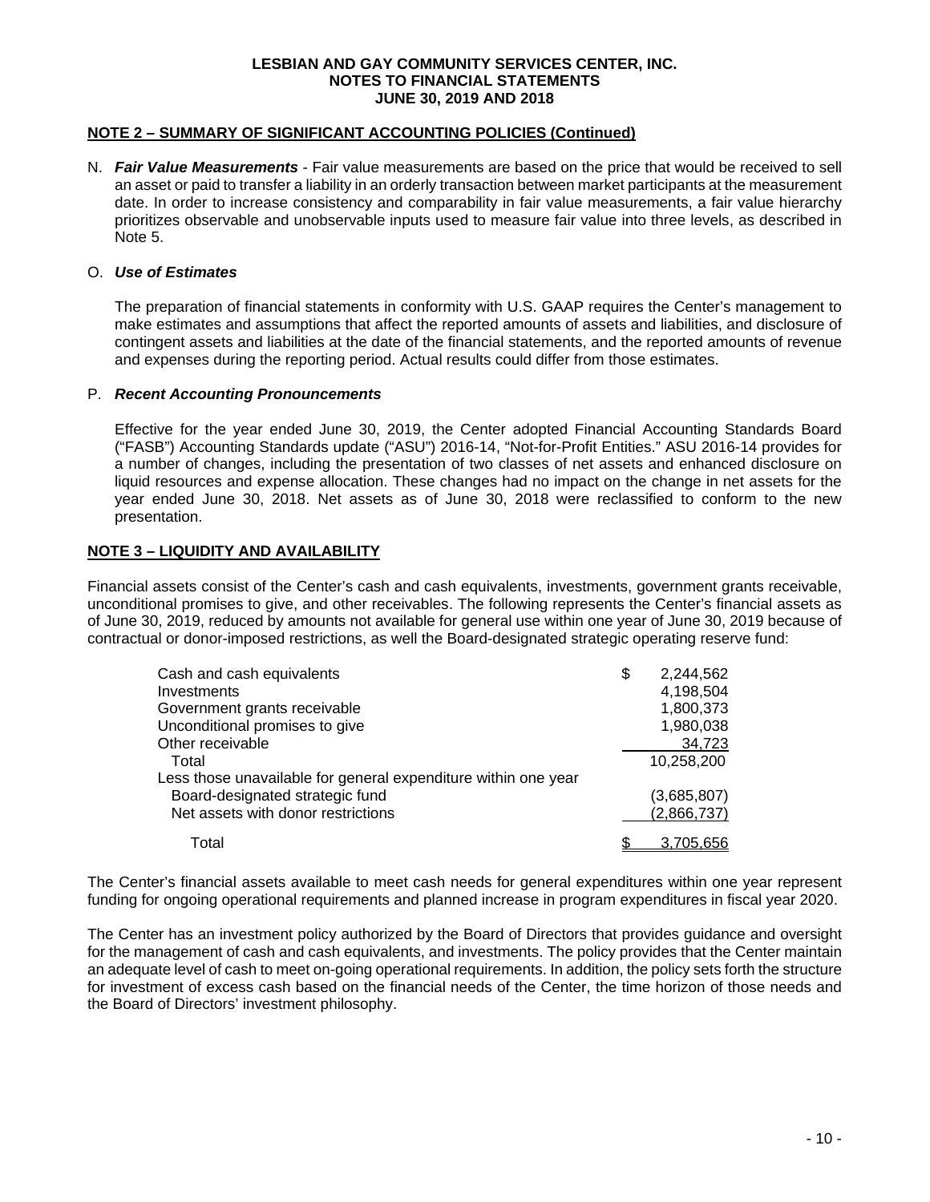**LESBIAN AND GAY COMMUNITY SERVICES CENTER, INC.**
**NOTES TO FINANCIAL STATEMENTS**
**JUNE 30, 2019 AND 2018**

## NOTE 2 – SUMMARY OF SIGNIFICANT ACCOUNTING POLICIES (Continued)

N. ***Fair Value Measurements*** - Fair value measurements are based on the price that would be received to sell an asset or paid to transfer a liability in an orderly transaction between market participants at the measurement date. In order to increase consistency and comparability in fair value measurements, a fair value hierarchy prioritizes observable and unobservable inputs used to measure fair value into three levels, as described in Note 5.

O. ***Use of Estimates***

The preparation of financial statements in conformity with U.S. GAAP requires the Center's management to make estimates and assumptions that affect the reported amounts of assets and liabilities, and disclosure of contingent assets and liabilities at the date of the financial statements, and the reported amounts of revenue and expenses during the reporting period. Actual results could differ from those estimates.

P. ***Recent Accounting Pronouncements***

Effective for the year ended June 30, 2019, the Center adopted Financial Accounting Standards Board ("FASB") Accounting Standards update ("ASU") 2016-14, "Not-for-Profit Entities." ASU 2016-14 provides for a number of changes, including the presentation of two classes of net assets and enhanced disclosure on liquid resources and expense allocation. These changes had no impact on the change in net assets for the year ended June 30, 2018. Net assets as of June 30, 2018 were reclassified to conform to the new presentation.

## NOTE 3 – LIQUIDITY AND AVAILABILITY

Financial assets consist of the Center's cash and cash equivalents, investments, government grants receivable, unconditional promises to give, and other receivables. The following represents the Center's financial assets as of June 30, 2019, reduced by amounts not available for general use within one year of June 30, 2019 because of contractual or donor-imposed restrictions, as well the Board-designated strategic operating reserve fund:

| | |
|---|---|
| Cash and cash equivalents | $ 2,244,562 |
| Investments | 4,198,504 |
| Government grants receivable | 1,800,373 |
| Unconditional promises to give | 1,980,038 |
| Other receivable | 34,723 |
| Total | 10,258,200 |
| Less those unavailable for general expenditure within one year | |
| Board-designated strategic fund | (3,685,807) |
| Net assets with donor restrictions | (2,866,737) |
| Total | $ 3,705,656 |

The Center's financial assets available to meet cash needs for general expenditures within one year represent funding for ongoing operational requirements and planned increase in program expenditures in fiscal year 2020.

The Center has an investment policy authorized by the Board of Directors that provides guidance and oversight for the management of cash and cash equivalents, and investments. The policy provides that the Center maintain an adequate level of cash to meet on-going operational requirements. In addition, the policy sets forth the structure for investment of excess cash based on the financial needs of the Center, the time horizon of those needs and the Board of Directors' investment philosophy.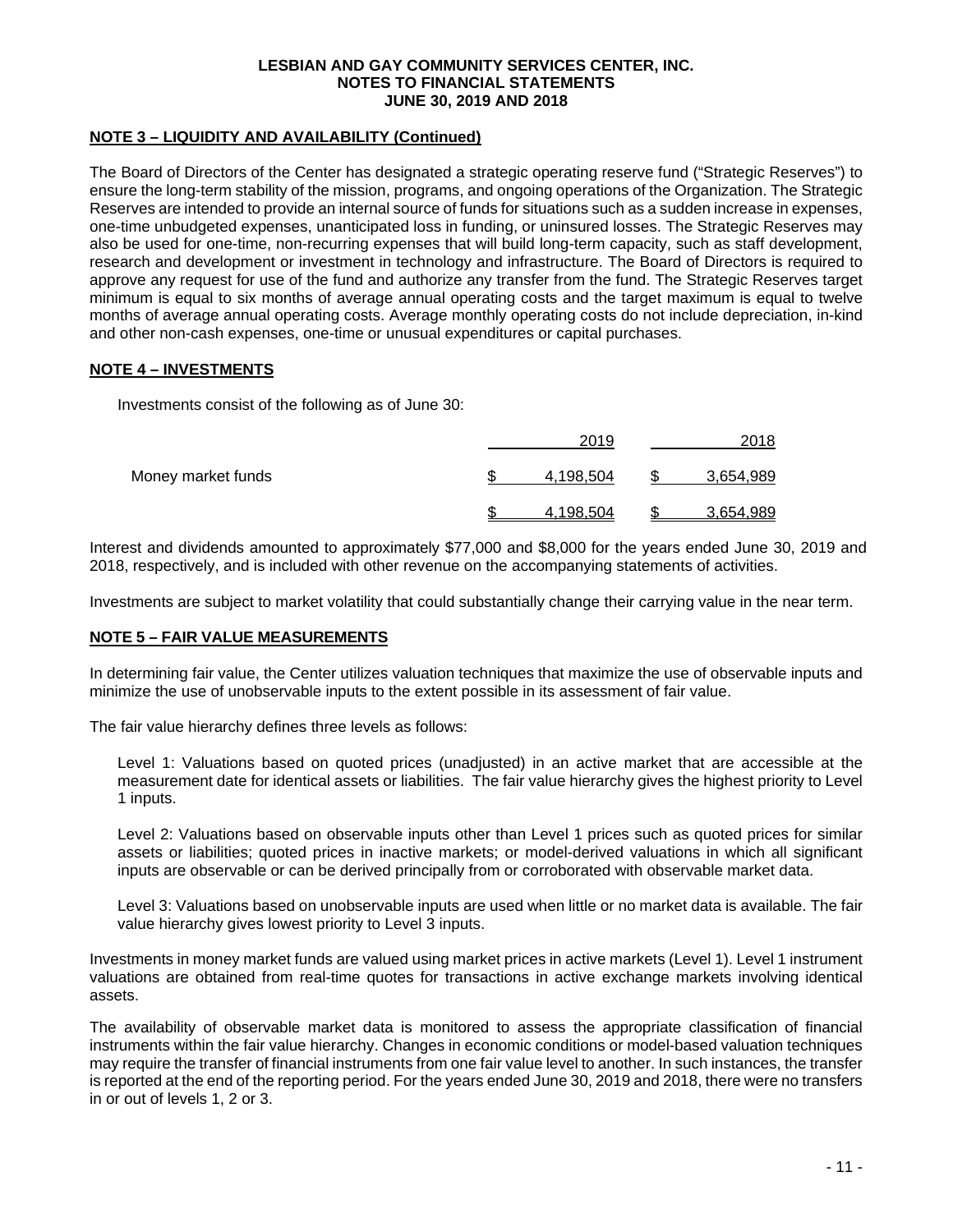## NOTE 3 – LIQUIDITY AND AVAILABILITY (Continued)

The Board of Directors of the Center has designated a strategic operating reserve fund ("Strategic Reserves") to ensure the long-term stability of the mission, programs, and ongoing operations of the Organization. The Strategic Reserves are intended to provide an internal source of funds for situations such as a sudden increase in expenses, one-time unbudgeted expenses, unanticipated loss in funding, or uninsured losses. The Strategic Reserves may also be used for one-time, non-recurring expenses that will build long-term capacity, such as staff development, research and development or investment in technology and infrastructure. The Board of Directors is required to approve any request for use of the fund and authorize any transfer from the fund. The Strategic Reserves target minimum is equal to six months of average annual operating costs and the target maximum is equal to twelve months of average annual operating costs. Average monthly operating costs do not include depreciation, in-kind and other non-cash expenses, one-time or unusual expenditures or capital purchases.

## NOTE 4 – INVESTMENTS

Investments consist of the following as of June 30:

| | 2019 | 2018 |
|---|---|---|
| Money market funds | $ 4,198,504 | $ 3,654,989 |
| | $ 4,198,504 | $ 3,654,989 |

Interest and dividends amounted to approximately $77,000 and $8,000 for the years ended June 30, 2019 and 2018, respectively, and is included with other revenue on the accompanying statements of activities.

Investments are subject to market volatility that could substantially change their carrying value in the near term.

## NOTE 5 – FAIR VALUE MEASUREMENTS

In determining fair value, the Center utilizes valuation techniques that maximize the use of observable inputs and minimize the use of unobservable inputs to the extent possible in its assessment of fair value.

The fair value hierarchy defines three levels as follows:

Level 1: Valuations based on quoted prices (unadjusted) in an active market that are accessible at the measurement date for identical assets or liabilities. The fair value hierarchy gives the highest priority to Level 1 inputs.

Level 2: Valuations based on observable inputs other than Level 1 prices such as quoted prices for similar assets or liabilities; quoted prices in inactive markets; or model-derived valuations in which all significant inputs are observable or can be derived principally from or corroborated with observable market data.

Level 3: Valuations based on unobservable inputs are used when little or no market data is available. The fair value hierarchy gives lowest priority to Level 3 inputs.

Investments in money market funds are valued using market prices in active markets (Level 1). Level 1 instrument valuations are obtained from real-time quotes for transactions in active exchange markets involving identical assets.

The availability of observable market data is monitored to assess the appropriate classification of financial instruments within the fair value hierarchy. Changes in economic conditions or model-based valuation techniques may require the transfer of financial instruments from one fair value level to another. In such instances, the transfer is reported at the end of the reporting period. For the years ended June 30, 2019 and 2018, there were no transfers in or out of levels 1, 2 or 3.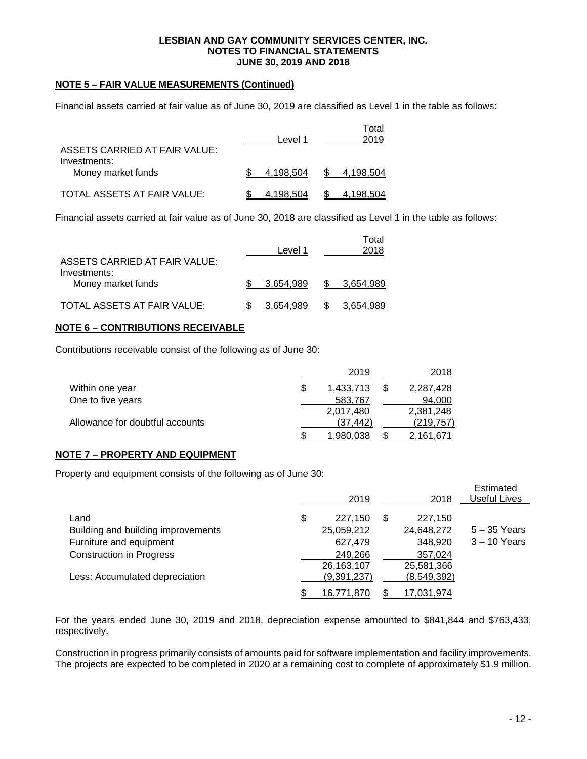**NOTE 5 – FAIR VALUE MEASUREMENTS (Continued)**

Financial assets carried at fair value as of June 30, 2019 are classified as Level 1 in the table as follows:

| | Level 1 | Total 2019 |
|---|---|---|
| ASSETS CARRIED AT FAIR VALUE: | | |
| Investments: | | |
| Money market funds | $ 4,198,504 | $ 4,198,504 |
| TOTAL ASSETS AT FAIR VALUE: | $ 4,198,504 | $ 4,198,504 |

Financial assets carried at fair value as of June 30, 2018 are classified as Level 1 in the table as follows:

| | Level 1 | Total 2018 |
|---|---|---|
| ASSETS CARRIED AT FAIR VALUE: | | |
| Investments: | | |
| Money market funds | $ 3,654,989 | $ 3,654,989 |
| TOTAL ASSETS AT FAIR VALUE: | $ 3,654,989 | $ 3,654,989 |

**NOTE 6 – CONTRIBUTIONS RECEIVABLE**

Contributions receivable consist of the following as of June 30:

| | 2019 | 2018 |
|---|---|---|
| Within one year | $ 1,433,713 | $ 2,287,428 |
| One to five years | 583,767 | 94,000 |
| | 2,017,480 | 2,381,248 |
| Allowance for doubtful accounts | (37,442) | (219,757) |
| | $ 1,980,038 | $ 2,161,671 |

**NOTE 7 – PROPERTY AND EQUIPMENT**

Property and equipment consists of the following as of June 30:

| | 2019 | 2018 | Estimated Useful Lives |
|---|---|---|---|
| Land | $ 227,150 | $ 227,150 | |
| Building and building improvements | 25,059,212 | 24,648,272 | 5 – 35 Years |
| Furniture and equipment | 627,479 | 348,920 | 3 – 10 Years |
| Construction in Progress | 249,266 | 357,024 | |
| | 26,163,107 | 25,581,366 | |
| Less: Accumulated depreciation | (9,391,237) | (8,549,392) | |
| | $ 16,771,870 | $ 17,031,974 | |

For the years ended June 30, 2019 and 2018, depreciation expense amounted to $841,844 and $763,433, respectively.

Construction in progress primarily consists of amounts paid for software implementation and facility improvements. The projects are expected to be completed in 2020 at a remaining cost to complete of approximately $1.9 million.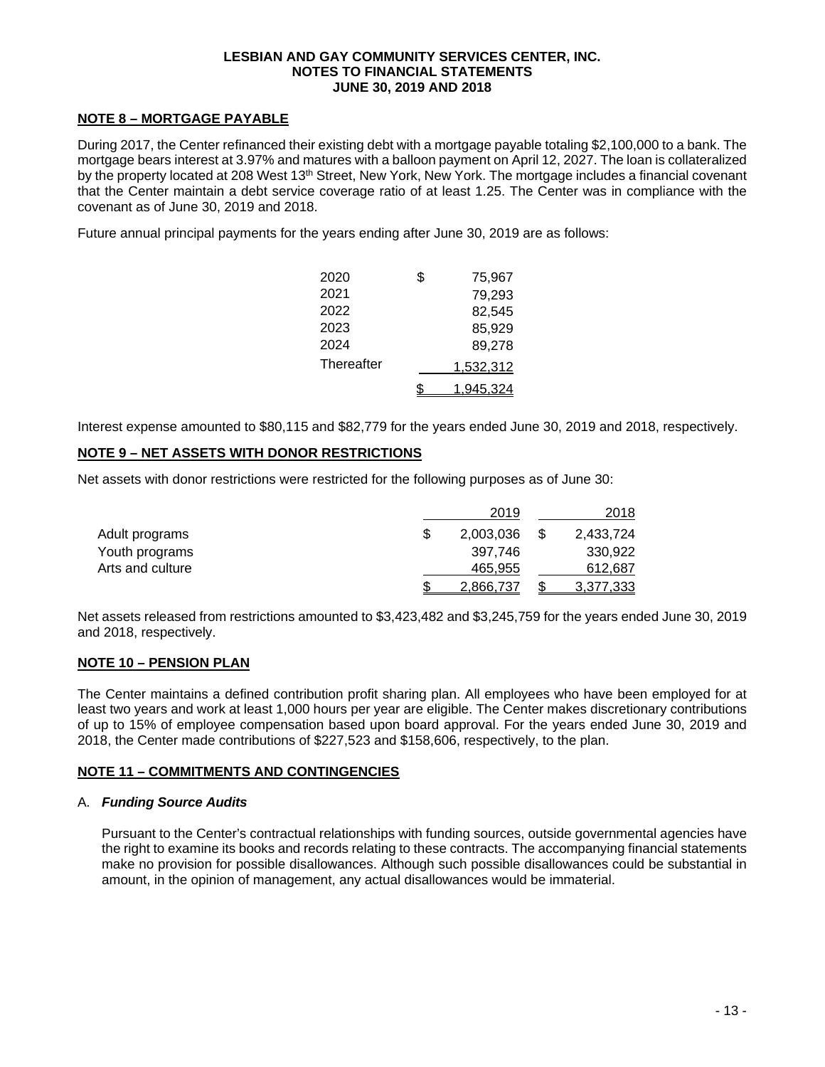## NOTE 8 – MORTGAGE PAYABLE

During 2017, the Center refinanced their existing debt with a mortgage payable totaling $2,100,000 to a bank. The mortgage bears interest at 3.97% and matures with a balloon payment on April 12, 2027. The loan is collateralized by the property located at 208 West 13th Street, New York, New York. The mortgage includes a financial covenant that the Center maintain a debt service coverage ratio of at least 1.25. The Center was in compliance with the covenant as of June 30, 2019 and 2018.

Future annual principal payments for the years ending after June 30, 2019 are as follows:

| | |
|---|---|
| 2020 | $ 75,967 |
| 2021 | 79,293 |
| 2022 | 82,545 |
| 2023 | 85,929 |
| 2024 | 89,278 |
| Thereafter | 1,532,312 |
| | $ 1,945,324 |

Interest expense amounted to $80,115 and $82,779 for the years ended June 30, 2019 and 2018, respectively.

## NOTE 9 – NET ASSETS WITH DONOR RESTRICTIONS

Net assets with donor restrictions were restricted for the following purposes as of June 30:

| | 2019 | 2018 |
|---|---|---|
| Adult programs | $ 2,003,036 | $ 2,433,724 |
| Youth programs | 397,746 | 330,922 |
| Arts and culture | 465,955 | 612,687 |
| | $ 2,866,737 | $ 3,377,333 |

Net assets released from restrictions amounted to $3,423,482 and $3,245,759 for the years ended June 30, 2019 and 2018, respectively.

## NOTE 10 – PENSION PLAN

The Center maintains a defined contribution profit sharing plan. All employees who have been employed for at least two years and work at least 1,000 hours per year are eligible. The Center makes discretionary contributions of up to 15% of employee compensation based upon board approval. For the years ended June 30, 2019 and 2018, the Center made contributions of $227,523 and $158,606, respectively, to the plan.

## NOTE 11 – COMMITMENTS AND CONTINGENCIES

### A. *Funding Source Audits*

Pursuant to the Center's contractual relationships with funding sources, outside governmental agencies have the right to examine its books and records relating to these contracts. The accompanying financial statements make no provision for possible disallowances. Although such possible disallowances could be substantial in amount, in the opinion of management, any actual disallowances would be immaterial.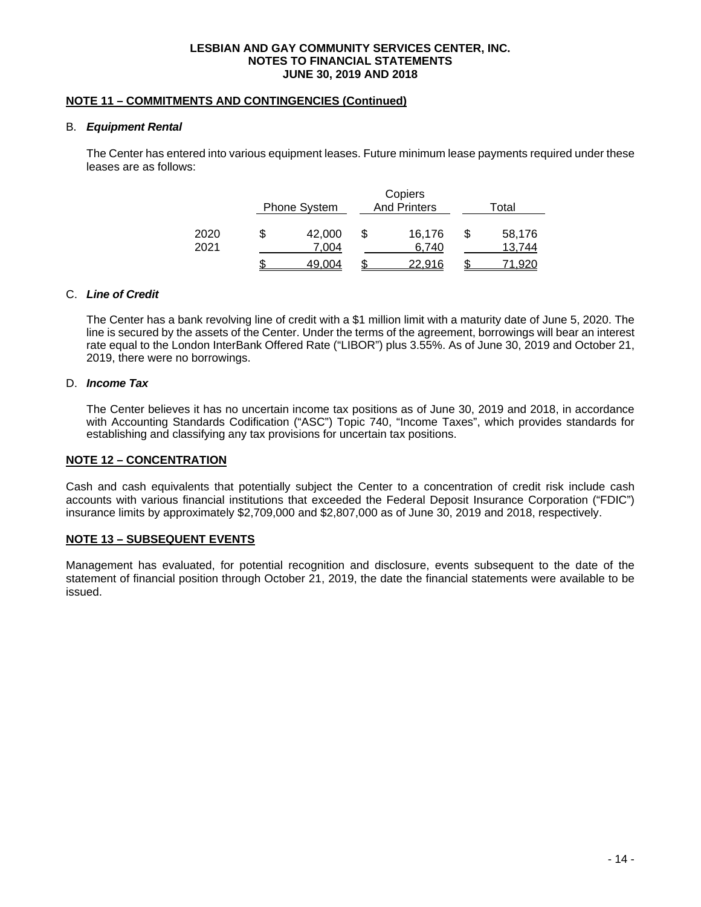**LESBIAN AND GAY COMMUNITY SERVICES CENTER, INC.**
**NOTES TO FINANCIAL STATEMENTS**
**JUNE 30, 2019 AND 2018**

## NOTE 11 – COMMITMENTS AND CONTINGENCIES (Continued)

### B. *Equipment Rental*

The Center has entered into various equipment leases. Future minimum lease payments required under these leases are as follows:

| | Phone System | Copiers And Printers | Total |
|---|---|---|---|
| 2020 | $ 42,000 | $ 16,176 | $ 58,176 |
| 2021 | 7,004 | 6,740 | 13,744 |
| | $ 49,004 | $ 22,916 | $ 71,920 |

### C. *Line of Credit*

The Center has a bank revolving line of credit with a $1 million limit with a maturity date of June 5, 2020. The line is secured by the assets of the Center. Under the terms of the agreement, borrowings will bear an interest rate equal to the London InterBank Offered Rate ("LIBOR") plus 3.55%. As of June 30, 2019 and October 21, 2019, there were no borrowings.

### D. *Income Tax*

The Center believes it has no uncertain income tax positions as of June 30, 2019 and 2018, in accordance with Accounting Standards Codification ("ASC") Topic 740, "Income Taxes", which provides standards for establishing and classifying any tax provisions for uncertain tax positions.

## NOTE 12 – CONCENTRATION

Cash and cash equivalents that potentially subject the Center to a concentration of credit risk include cash accounts with various financial institutions that exceeded the Federal Deposit Insurance Corporation ("FDIC") insurance limits by approximately $2,709,000 and $2,807,000 as of June 30, 2019 and 2018, respectively.

## NOTE 13 – SUBSEQUENT EVENTS

Management has evaluated, for potential recognition and disclosure, events subsequent to the date of the statement of financial position through October 21, 2019, the date the financial statements were available to be issued.